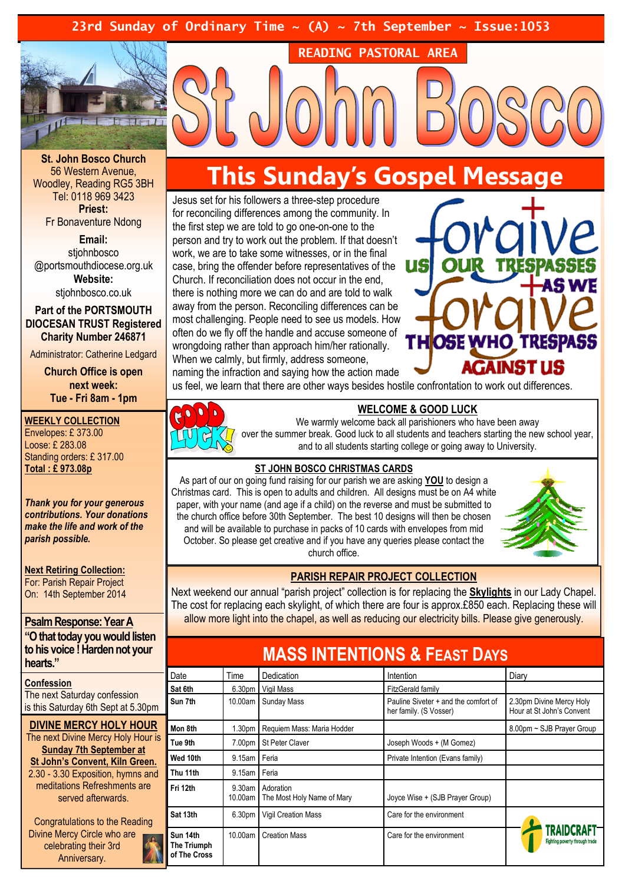23rd Sunday of Ordinary Time ~ (A) ~ 7th September ~ Issue:1053

READING PASTORAL AREA

# St John Bosco

**St. John Bosco Church**
56 Western Avenue, Woodley, Reading RG5 3BH
Tel: 0118 969 3423

**Priest:**
Fr Bonaventure Ndong

**Email:**
stjohnbosco @portsmouthdiocese.org.uk

**Website:**
stjohnbosco.co.uk

**Part of the PORTSMOUTH DIOCESAN TRUST Registered Charity Number 246871**

Administrator: Catherine Ledgard

**Church Office is open next week: Tue - Fri 8am - 1pm**

**WEEKLY COLLECTION**
Envelopes: £ 373.00
Loose: £ 283.08
Standing orders: £ 317.00
**Total : £ 973.08p**

***Thank you for your generous contributions. Your donations make the life and work of the parish possible.***

**Next Retiring Collection:**
For: Parish Repair Project
On: 14th September 2014

**Psalm Response: Year A**
**"O that today you would listen to his voice ! Harden not your hearts."**

**Confession**
The next Saturday confession is this Saturday 6th Sept at 5.30pm

**DIVINE MERCY HOLY HOUR**
The next Divine Mercy Holy Hour is **Sunday 7th September at St John's Convent, Kiln Green.**
2.30 - 3.30 Exposition, hymns and meditations Refreshments are served afterwards.

Congratulations to the Reading Divine Mercy Circle who are celebrating their 3rd Anniversary.

## This Sunday's Gospel Message

Jesus set for his followers a three-step procedure for reconciling differences among the community. In the first step we are told to go one-on-one to the person and try to work out the problem. If that doesn't work, we are to take some witnesses, or in the final case, bring the offender before representatives of the Church. If reconciliation does not occur in the end, there is nothing more we can do and are told to walk away from the person. Reconciling differences can be most challenging. People need to see us models. How often do we fly off the handle and accuse someone of wrongdoing rather than approach him/her rationally. When we calmly, but firmly, address someone, naming the infraction and saying how the action made us feel, we learn that there are other ways besides hostile confrontation to work out differences.

Forgive us our trespasses as we forgive those who trespass against us

**WELCOME & GOOD LUCK**

We warmly welcome back all parishioners who have been away over the summer break. Good luck to all students and teachers starting the new school year, and to all students starting college or going away to University.

**ST JOHN BOSCO CHRISTMAS CARDS**

As part of our on going fund raising for our parish we are asking **YOU** to design a Christmas card. This is open to adults and children. All designs must be on A4 white paper, with your name (and age if a child) on the reverse and must be submitted to the church office before 30th September. The best 10 designs will then be chosen and will be available to purchase in packs of 10 cards with envelopes from mid October. So please get creative and if you have any queries please contact the church office.

**PARISH REPAIR PROJECT COLLECTION**

Next weekend our annual "parish project" collection is for replacing the **Skylights** in our Lady Chapel. The cost for replacing each skylight, of which there are four is approx.£850 each. Replacing these will allow more light into the chapel, as well as reducing our electricity bills. Please give generously.

## MASS INTENTIONS & FEAST DAYS

| Date | Time | Dedication | Intention | Diary |
|---|---|---|---|---|
| **Sat 6th** | 6.30pm | Vigil Mass | FitzGerald family | |
| **Sun 7th** | 10.00am | Sunday Mass | Pauline Siveter + and the comfort of her family. (S Vosser) | 2.30pm Divine Mercy Holy Hour at St John's Convent |
| **Mon 8th** | 1.30pm | Requiem Mass: Maria Hodder | | 8.00pm ~ SJB Prayer Group |
| **Tue 9th** | 7.00pm | St Peter Claver | Joseph Woods + (M Gomez) | |
| **Wed 10th** | 9.15am | Feria | Private Intention (Evans family) | |
| **Thu 11th** | 9.15am | Feria | | |
| **Fri 12th** | 9.30am 10.00am | Adoration The Most Holy Name of Mary | Joyce Wise + (SJB Prayer Group) | |
| **Sat 13th** | 6.30pm | Vigil Creation Mass | Care for the environment | |
| **Sun 14th The Triumph of The Cross** | 10.00am | Creation Mass | Care for the environment | |

TRAIDCRAFT Fighting poverty through trade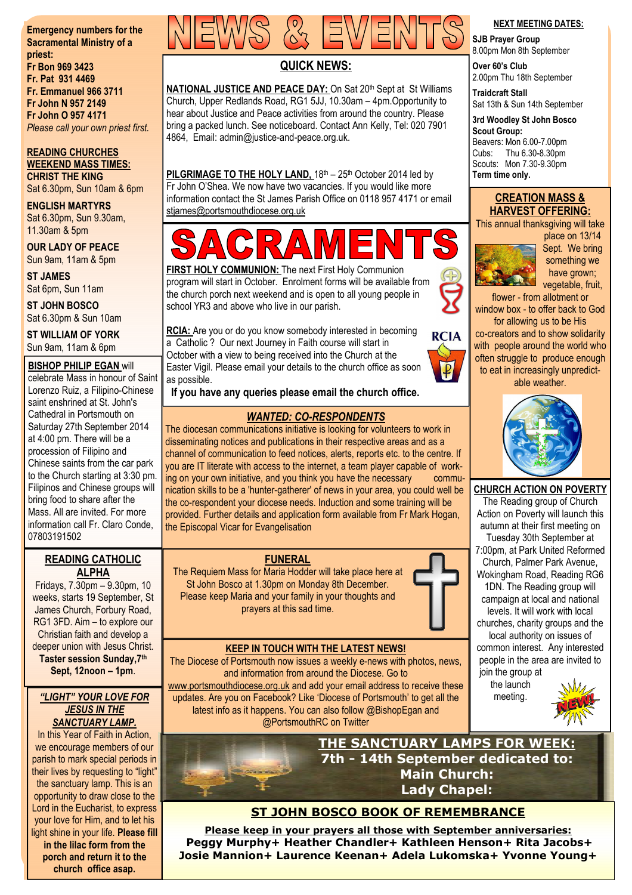**Emergency numbers for the Sacramental Ministry of a priest:**
**Fr Bon 969 3423**
**Fr. Pat 931 4469**
**Fr. Emmanuel 966 3711**
**Fr John N 957 2149**
**Fr John O 957 4171**
*Please call your own priest first.*

## READING CHURCHES WEEKEND MASS TIMES:

**CHRIST THE KING**
Sat 6.30pm, Sun 10am & 6pm

**ENGLISH MARTYRS**
Sat 6.30pm, Sun 9.30am, 11.30am & 5pm

**OUR LADY OF PEACE**
Sun 9am, 11am & 5pm

**ST JAMES**
Sat 6pm, Sun 11am

**ST JOHN BOSCO**
Sat 6.30pm & Sun 10am

**ST WILLIAM OF YORK**
Sun 9am, 11am & 6pm

**BISHOP PHILIP EGAN** will celebrate Mass in honour of Saint Lorenzo Ruiz, a Filipino-Chinese saint enshrined at St. John's Cathedral in Portsmouth on Saturday 27th September 2014 at 4:00 pm. There will be a procession of Filipino and Chinese saints from the car park to the Church starting at 3:30 pm. Filipinos and Chinese groups will bring food to share after the Mass. All are invited. For more information call Fr. Claro Conde, 07803191502

## READING CATHOLIC ALPHA

Fridays, 7.30pm – 9.30pm, 10 weeks, starts 19 September, St James Church, Forbury Road, RG1 3FD. Aim – to explore our Christian faith and develop a deeper union with Jesus Christ. **Taster session Sunday,7th Sept, 12noon – 1pm**.

## *"LIGHT" YOUR LOVE FOR JESUS IN THE SANCTUARY LAMP.*

In this Year of Faith in Action, we encourage members of our parish to mark special periods in their lives by requesting to "light" the sanctuary lamp. This is an opportunity to draw close to the Lord in the Eucharist, to express your love for Him, and to let his light shine in your life. **Please fill in the lilac form from the porch and return it to the church office asap.**

# NEWS & EVENTS

## QUICK NEWS:

**NATIONAL JUSTICE AND PEACE DAY:** On Sat 20th Sept at St Williams Church, Upper Redlands Road, RG1 5JJ, 10.30am – 4pm.Opportunity to hear about Justice and Peace activities from around the country. Please bring a packed lunch. See noticeboard. Contact Ann Kelly, Tel: 020 7901 4864, Email: admin@justice-and-peace.org.uk.

**PILGRIMAGE TO THE HOLY LAND,** 18th – 25th October 2014 led by Fr John O'Shea. We now have two vacancies. If you would like more information contact the St James Parish Office on 0118 957 4171 or email stjames@portsmouthdiocese.org.uk

# SACRAMENTS

**FIRST HOLY COMMUNION:** The next First Holy Communion program will start in October. Enrolment forms will be available from the church porch next weekend and is open to all young people in school YR3 and above who live in our parish.

**RCIA:** Are you or do you know somebody interested in becoming a Catholic ? Our next Journey in Faith course will start in October with a view to being received into the Church at the Easter Vigil. Please email your details to the church office as soon as possible.

**If you have any queries please email the church office.**

## *WANTED: CO-RESPONDENTS*

The diocesan communications initiative is looking for volunteers to work in disseminating notices and publications in their respective areas and as a channel of communication to feed notices, alerts, reports etc. to the centre. If you are IT literate with access to the internet, a team player capable of working on your own initiative, and you think you have the necessary communication skills to be a 'hunter-gatherer' of news in your area, you could well be the co-respondent your diocese needs. Induction and some training will be provided. Further details and application form available from Fr Mark Hogan, the Episcopal Vicar for Evangelisation

## FUNERAL

The Requiem Mass for Maria Hodder will take place here at St John Bosco at 1.30pm on Monday 8th December. Please keep Maria and your family in your thoughts and prayers at this sad time.

## KEEP IN TOUCH WITH THE LATEST NEWS!

The Diocese of Portsmouth now issues a weekly e-news with photos, news, and information from around the Diocese. Go to www.portsmouthdiocese.org.uk and add your email address to receive these updates. Are you on Facebook? Like 'Diocese of Portsmouth' to get all the latest info as it happens. You can also follow @BishopEgan and @PortsmouthRC on Twitter

## NEXT MEETING DATES:

**SJB Prayer Group**
8.00pm Mon 8th September

**Over 60's Club**
2.00pm Thu 18th September

**Traidcraft Stall**
Sat 13th & Sun 14th September

**3rd Woodley St John Bosco Scout Group:**
Beavers: Mon 6.00-7.00pm
Cubs: Thu 6.30-8.30pm
Scouts: Mon 7.30-9.30pm
**Term time only.**

## CREATION MASS & HARVEST OFFERING:

This annual thanksgiving will take place on 13/14 Sept. We bring something we have grown; vegetable, fruit, flower - from allotment or window box - to offer back to God for allowing us to be His co-creators and to show solidarity with people around the world who often struggle to produce enough to eat in increasingly unpredictable weather.

## CHURCH ACTION ON POVERTY

The Reading group of Church Action on Poverty will launch this autumn at their first meeting on Tuesday 30th September at 7:00pm, at Park United Reformed Church, Palmer Park Avenue, Wokingham Road, Reading RG6 1DN. The Reading group will campaign at local and national levels. It will work with local churches, charity groups and the local authority on issues of common interest. Any interested people in the area are invited to join the group at the launch meeting.

## THE SANCTUARY LAMPS FOR WEEK:

**7th - 14th September dedicated to:**
**Main Church:**
**Lady Chapel:**

## ST JOHN BOSCO BOOK OF REMEMBRANCE

**Please keep in your prayers all those with September anniversaries:**

**Peggy Murphy+ Heather Chandler+ Kathleen Henson+ Rita Jacobs+ Josie Mannion+ Laurence Keenan+ Adela Lukomska+ Yvonne Young+**